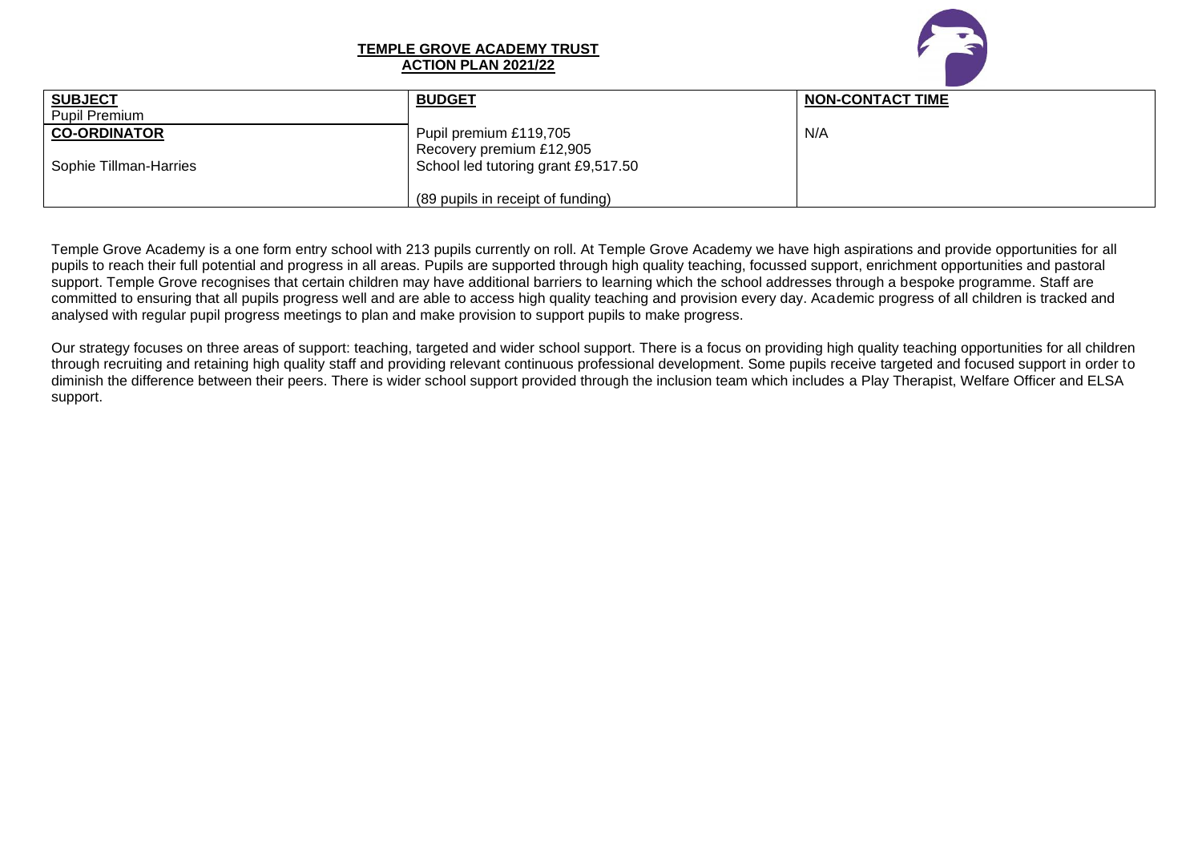**TEMPLE GROVE ACADEMY TRUST**
**ACTION PLAN 2021/22**

| **SUBJECT** | **BUDGET** | **NON-CONTACT TIME** |
|---|---|---|
| Pupil Premium | | |
| **CO-ORDINATOR** | Pupil premium £119,705<br>Recovery premium £12,905<br>School led tutoring grant £9,517.50<br><br>(89 pupils in receipt of funding) | N/A |
| Sophie Tillman-Harries | | |

Temple Grove Academy is a one form entry school with 213 pupils currently on roll. At Temple Grove Academy we have high aspirations and provide opportunities for all pupils to reach their full potential and progress in all areas. Pupils are supported through high quality teaching, focussed support, enrichment opportunities and pastoral support. Temple Grove recognises that certain children may have additional barriers to learning which the school addresses through a bespoke programme. Staff are committed to ensuring that all pupils progress well and are able to access high quality teaching and provision every day. Academic progress of all children is tracked and analysed with regular pupil progress meetings to plan and make provision to support pupils to make progress.

Our strategy focuses on three areas of support: teaching, targeted and wider school support. There is a focus on providing high quality teaching opportunities for all children through recruiting and retaining high quality staff and providing relevant continuous professional development. Some pupils receive targeted and focused support in order to diminish the difference between their peers. There is wider school support provided through the inclusion team which includes a Play Therapist, Welfare Officer and ELSA support.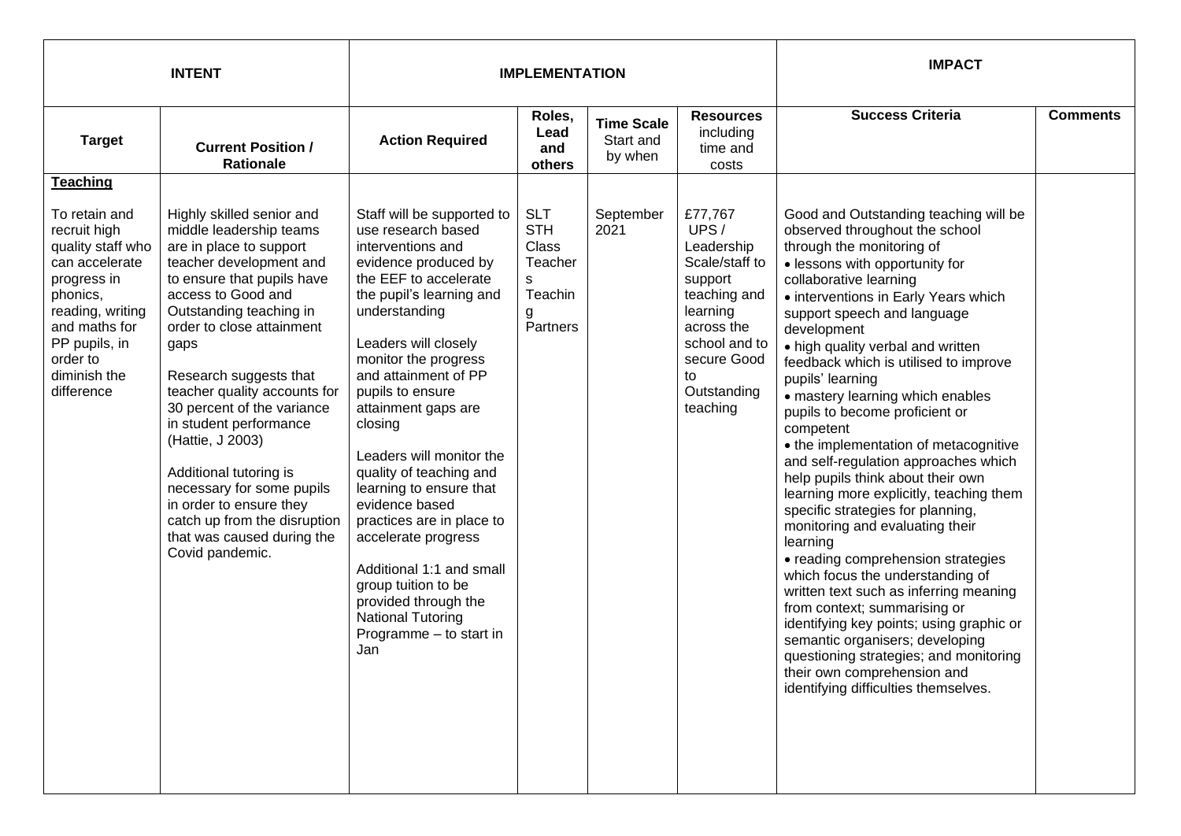| INTENT | | IMPLEMENTATION | | | | IMPACT | |
|---|---|---|---|---|---|---|---|
| **Target** | **Current Position / Rationale** | **Action Required** | **Roles, Lead and others** | **Time Scale** Start and by when | **Resources** including time and costs | **Success Criteria** | **Comments** |
| **Teaching**<br><br>To retain and recruit high quality staff who can accelerate progress in phonics, reading, writing and maths for PP pupils, in order to diminish the difference | Highly skilled senior and middle leadership teams are in place to support teacher development and to ensure that pupils have access to Good and Outstanding teaching in order to close attainment gaps<br><br>Research suggests that teacher quality accounts for 30 percent of the variance in student performance (Hattie, J 2003)<br><br>Additional tutoring is necessary for some pupils in order to ensure they catch up from the disruption that was caused during the Covid pandemic. | Staff will be supported to use research based interventions and evidence produced by the EEF to accelerate the pupil's learning and understanding<br><br>Leaders will closely monitor the progress and attainment of PP pupils to ensure attainment gaps are closing<br><br>Leaders will monitor the quality of teaching and learning to ensure that evidence based practices are in place to accelerate progress<br><br>Additional 1:1 and small group tuition to be provided through the National Tutoring Programme – to start in Jan | SLT<br>STH<br>Class Teachers<br>Teaching Partners | September 2021 | £77,767 UPS / Leadership Scale/staff to support teaching and learning across the school and to secure Good to Outstanding teaching | Good and Outstanding teaching will be observed throughout the school through the monitoring of<br>• lessons with opportunity for collaborative learning<br>• interventions in Early Years which support speech and language development<br>• high quality verbal and written feedback which is utilised to improve pupils' learning<br>• mastery learning which enables pupils to become proficient or competent<br>• the implementation of metacognitive and self-regulation approaches which help pupils think about their own learning more explicitly, teaching them specific strategies for planning, monitoring and evaluating their learning<br>• reading comprehension strategies which focus the understanding of written text such as inferring meaning from context; summarising or identifying key points; using graphic or semantic organisers; developing questioning strategies; and monitoring their own comprehension and identifying difficulties themselves. | |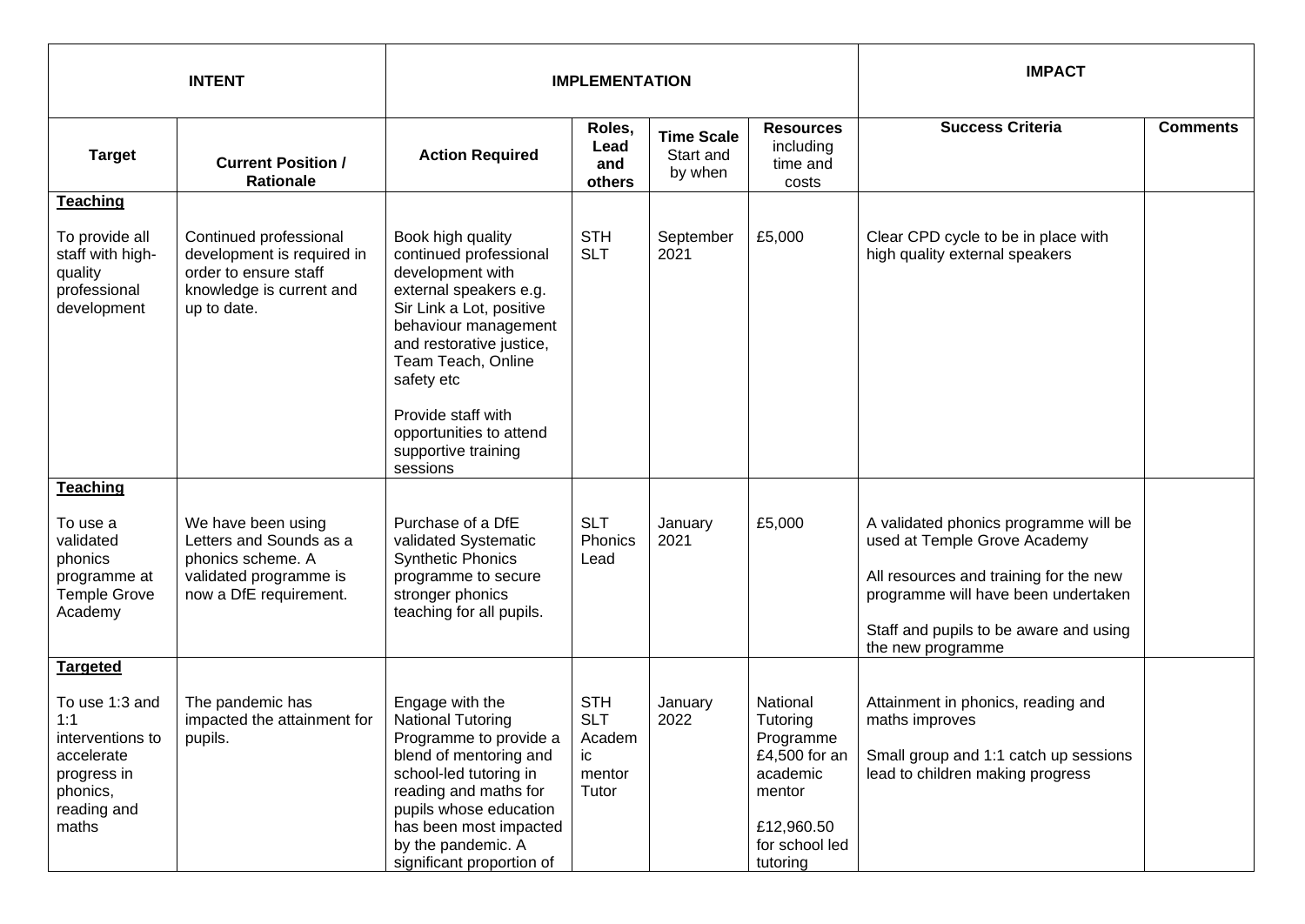| INTENT | | IMPLEMENTATION | | | | IMPACT | |
|---|---|---|---|---|---|---|---|
| **Target** | **Current Position / Rationale** | **Action Required** | **Roles, Lead and others** | **Time Scale** Start and by when | **Resources** including time and costs | **Success Criteria** | **Comments** |
| **Teaching**<br><br>To provide all staff with high-quality professional development | Continued professional development is required in order to ensure staff knowledge is current and up to date. | Book high quality continued professional development with external speakers e.g. Sir Link a Lot, positive behaviour management and restorative justice, Team Teach, Online safety etc<br><br>Provide staff with opportunities to attend supportive training sessions | STH<br>SLT | September 2021 | £5,000 | Clear CPD cycle to be in place with high quality external speakers | |
| **Teaching**<br><br>To use a validated phonics programme at Temple Grove Academy | We have been using Letters and Sounds as a phonics scheme. A validated programme is now a DfE requirement. | Purchase of a DfE validated Systematic Synthetic Phonics programme to secure stronger phonics teaching for all pupils. | SLT<br>Phonics Lead | January 2021 | £5,000 | A validated phonics programme will be used at Temple Grove Academy<br><br>All resources and training for the new programme will have been undertaken<br><br>Staff and pupils to be aware and using the new programme | |
| **Targeted**<br><br>To use 1:3 and 1:1 interventions to accelerate progress in phonics, reading and maths | The pandemic has impacted the attainment for pupils. | Engage with the National Tutoring Programme to provide a blend of mentoring and school-led tutoring in reading and maths for pupils whose education has been most impacted by the pandemic. A significant proportion of | STH<br>SLT<br>Academic mentor<br>Tutor | January 2022 | National Tutoring Programme £4,500 for an academic mentor<br><br>£12,960.50 for school led tutoring | Attainment in phonics, reading and maths improves<br><br>Small group and 1:1 catch up sessions lead to children making progress | |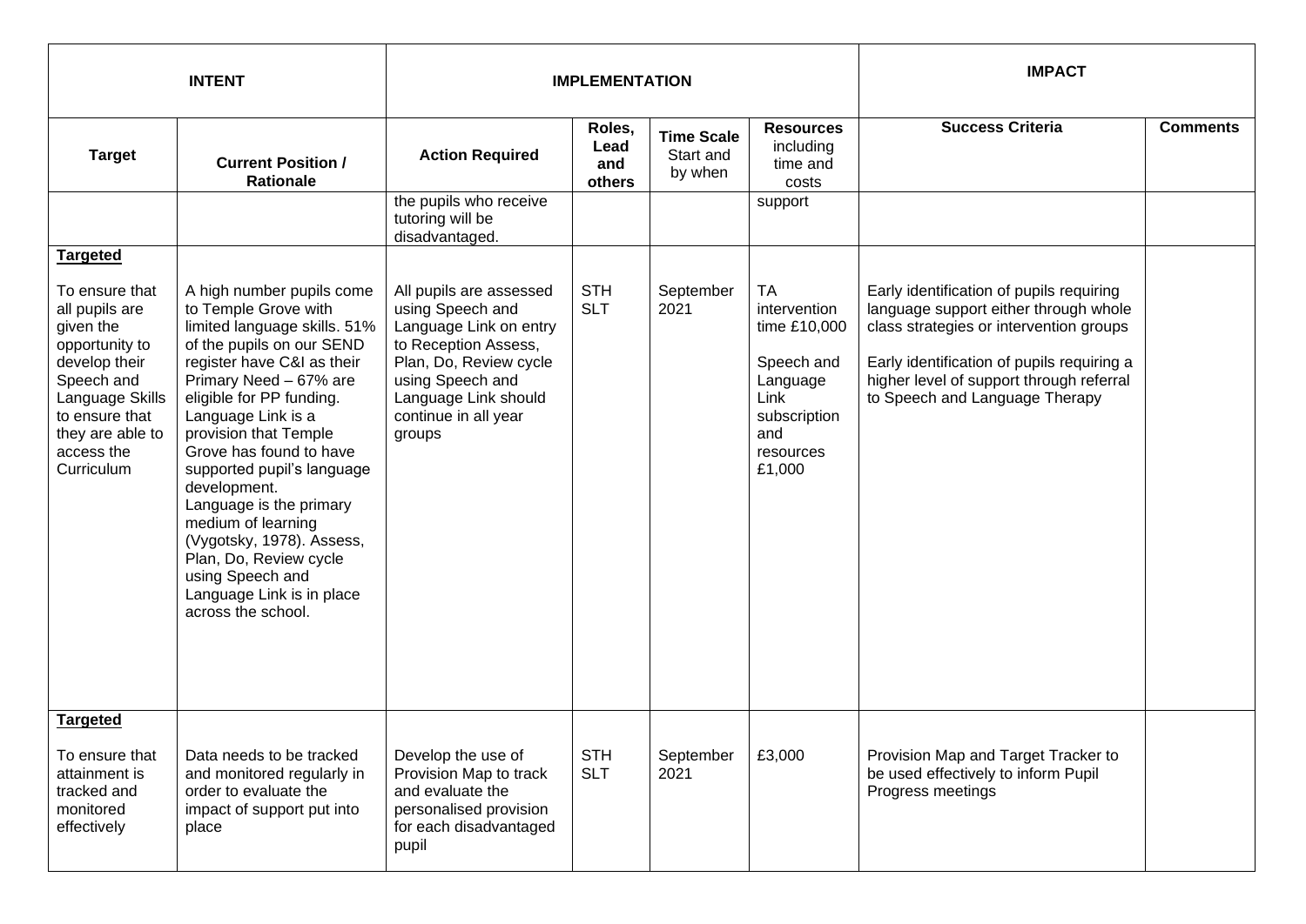| INTENT | | IMPLEMENTATION | | | | IMPACT | |
|---|---|---|---|---|---|---|---|
| **Target** | **Current Position / Rationale** | **Action Required** | **Roles, Lead and others** | **Time Scale** Start and by when | **Resources** including time and costs | **Success Criteria** | **Comments** |
| | | the pupils who receive tutoring will be disadvantaged. | | | support | | |
| **Targeted**<br><br>To ensure that all pupils are given the opportunity to develop their Speech and Language Skills to ensure that they are able to access the Curriculum | A high number pupils come to Temple Grove with limited language skills. 51% of the pupils on our SEND register have C&I as their Primary Need – 67% are eligible for PP funding. Language Link is a provision that Temple Grove has found to have supported pupil's language development.<br>Language is the primary medium of learning (Vygotsky, 1978). Assess, Plan, Do, Review cycle using Speech and Language Link is in place across the school. | All pupils are assessed using Speech and Language Link on entry to Reception Assess, Plan, Do, Review cycle using Speech and Language Link should continue in all year groups | STH<br>SLT | September 2021 | TA intervention time £10,000<br><br>Speech and Language Link subscription and resources £1,000 | Early identification of pupils requiring language support either through whole class strategies or intervention groups<br><br>Early identification of pupils requiring a higher level of support through referral to Speech and Language Therapy | |
| **Targeted**<br><br>To ensure that attainment is tracked and monitored effectively | Data needs to be tracked and monitored regularly in order to evaluate the impact of support put into place | Develop the use of Provision Map to track and evaluate the personalised provision for each disadvantaged pupil | STH<br>SLT | September 2021 | £3,000 | Provision Map and Target Tracker to be used effectively to inform Pupil Progress meetings | |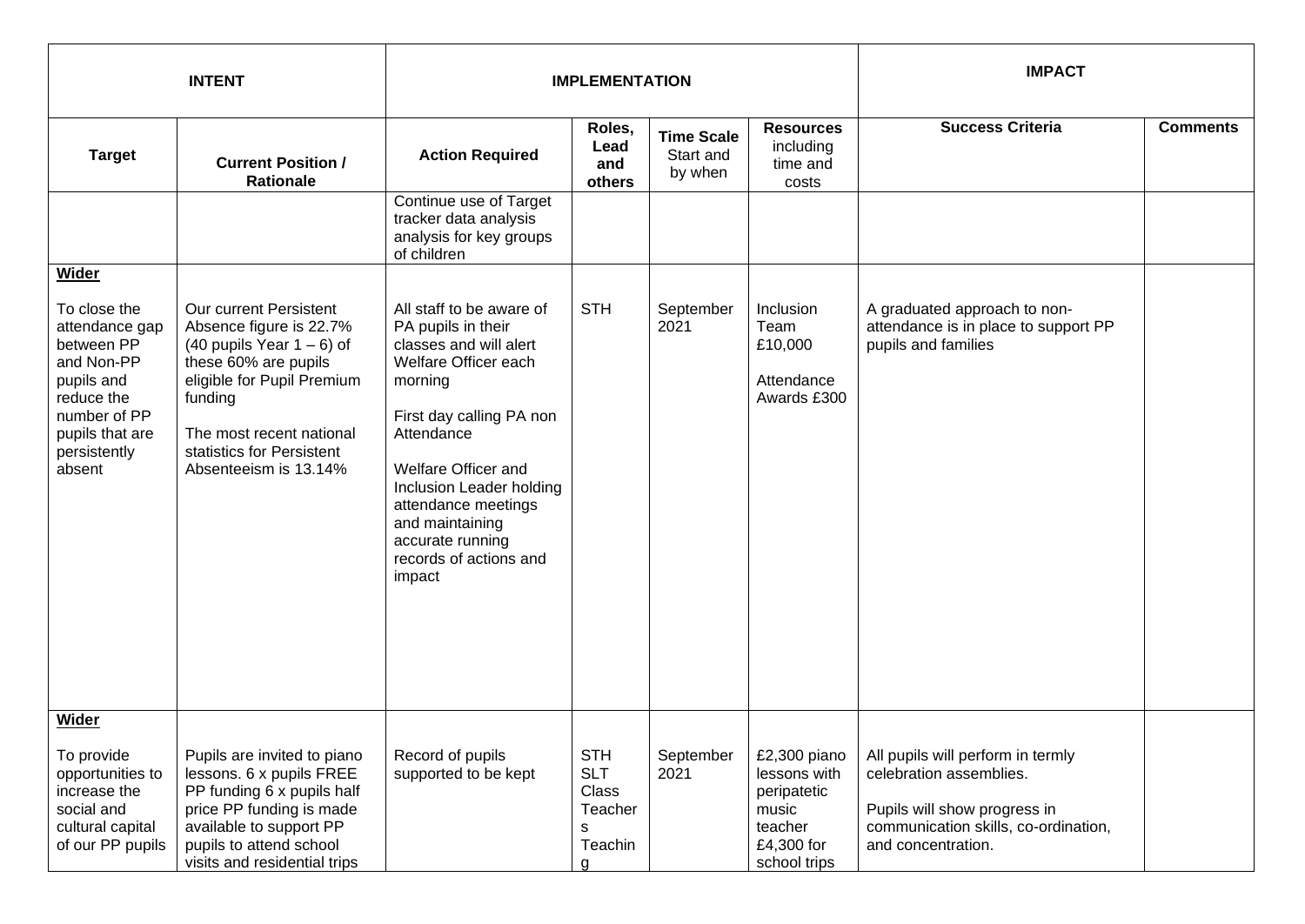| INTENT | | IMPLEMENTATION | | | | IMPACT | |
|---|---|---|---|---|---|---|---|
| **Target** | **Current Position / Rationale** | **Action Required** | **Roles, Lead and others** | **Time Scale** Start and by when | **Resources** including time and costs | **Success Criteria** | **Comments** |
| | | Continue use of Target tracker data analysis analysis for key groups of children | | | | | |
| **Wider**<br><br>To close the attendance gap between PP and Non-PP pupils and reduce the number of PP pupils that are persistently absent | Our current Persistent Absence figure is 22.7% (40 pupils Year 1 – 6) of these 60% are pupils eligible for Pupil Premium funding<br><br>The most recent national statistics for Persistent Absenteeism is 13.14% | All staff to be aware of PA pupils in their classes and will alert Welfare Officer each morning<br><br>First day calling PA non Attendance<br><br>Welfare Officer and Inclusion Leader holding attendance meetings and maintaining accurate running records of actions and impact | STH | September 2021 | Inclusion Team £10,000<br><br>Attendance Awards £300 | A graduated approach to non-attendance is in place to support PP pupils and families | |
| **Wider**<br><br>To provide opportunities to increase the social and cultural capital of our PP pupils | Pupils are invited to piano lessons. 6 x pupils FREE PP funding 6 x pupils half price PP funding is made available to support PP pupils to attend school visits and residential trips | Record of pupils supported to be kept | STH<br>SLT<br>Class Teachers<br>Teaching | September 2021 | £2,300 piano lessons with peripatetic music teacher<br>£4,300 for school trips | All pupils will perform in termly celebration assemblies.<br><br>Pupils will show progress in communication skills, co-ordination, and concentration. | |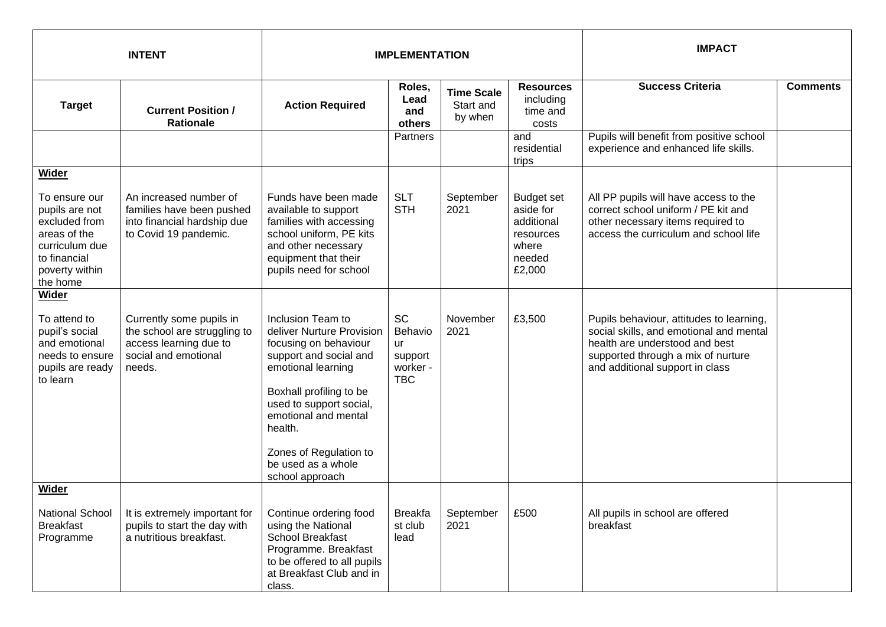| INTENT | | IMPLEMENTATION | | | | IMPACT | |
|---|---|---|---|---|---|---|---|
| **Target** | **Current Position / Rationale** | **Action Required** | **Roles, Lead and others** | **Time Scale** Start and by when | **Resources** including time and costs | **Success Criteria** | **Comments** |
| | | | Partners | | and residential trips | Pupils will benefit from positive school experience and enhanced life skills. | |
| **Wider**<br><br>To ensure our pupils are not excluded from areas of the curriculum due to financial poverty within the home | An increased number of families have been pushed into financial hardship due to Covid 19 pandemic. | Funds have been made available to support families with accessing school uniform, PE kits and other necessary equipment that their pupils need for school | SLT STH | September 2021 | Budget set aside for additional resources where needed £2,000 | All PP pupils will have access to the correct school uniform / PE kit and other necessary items required to access the curriculum and school life | |
| **Wider**<br><br>To attend to pupil's social and emotional needs to ensure pupils are ready to learn | Currently some pupils in the school are struggling to access learning due to social and emotional needs. | Inclusion Team to deliver Nurture Provision focusing on behaviour support and social and emotional learning<br><br>Boxhall profiling to be used to support social, emotional and mental health.<br><br>Zones of Regulation to be used as a whole school approach | SC Behaviour support worker - TBC | November 2021 | £3,500 | Pupils behaviour, attitudes to learning, social skills, and emotional and mental health are understood and best supported through a mix of nurture and additional support in class | |
| **Wider**<br><br>National School Breakfast Programme | It is extremely important for pupils to start the day with a nutritious breakfast. | Continue ordering food using the National School Breakfast Programme. Breakfast to be offered to all pupils at Breakfast Club and in class. | Breakfast club lead | September 2021 | £500 | All pupils in school are offered breakfast | |